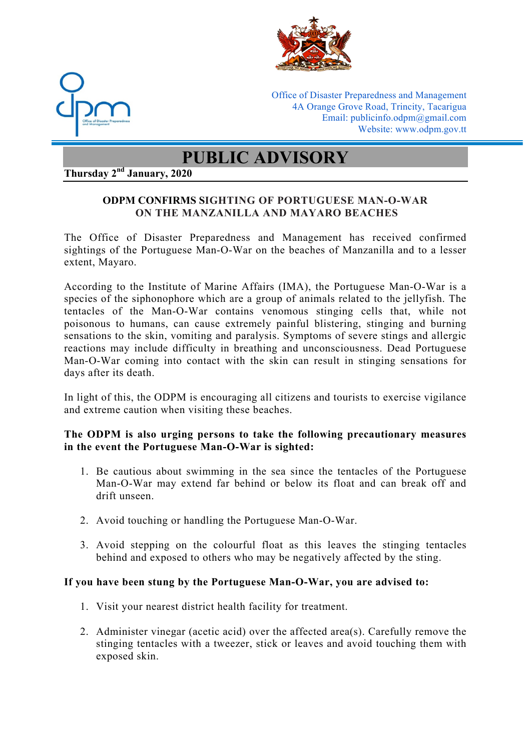Office of Disaster Preparedness and Management
4A Orange Grove Road, Trincity, Tacarigua
Email: publicinfo.odpm@gmail.com
Website: www.odpm.gov.tt

# PUBLIC ADVISORY

**Thursday 2nd January, 2020**

## ODPM CONFIRMS SIGHTING OF PORTUGUESE MAN-O-WAR ON THE MANZANILLA AND MAYARO BEACHES

The Office of Disaster Preparedness and Management has received confirmed sightings of the Portuguese Man-O-War on the beaches of Manzanilla and to a lesser extent, Mayaro.

According to the Institute of Marine Affairs (IMA), the Portuguese Man-O-War is a species of the siphonophore which are a group of animals related to the jellyfish. The tentacles of the Man-O-War contains venomous stinging cells that, while not poisonous to humans, can cause extremely painful blistering, stinging and burning sensations to the skin, vomiting and paralysis. Symptoms of severe stings and allergic reactions may include difficulty in breathing and unconsciousness. Dead Portuguese Man-O-War coming into contact with the skin can result in stinging sensations for days after its death.

In light of this, the ODPM is encouraging all citizens and tourists to exercise vigilance and extreme caution when visiting these beaches.

**The ODPM is also urging persons to take the following precautionary measures in the event the Portuguese Man-O-War is sighted:**

1. Be cautious about swimming in the sea since the tentacles of the Portuguese Man-O-War may extend far behind or below its float and can break off and drift unseen.
2. Avoid touching or handling the Portuguese Man-O-War.
3. Avoid stepping on the colourful float as this leaves the stinging tentacles behind and exposed to others who may be negatively affected by the sting.

**If you have been stung by the Portuguese Man-O-War, you are advised to:**

1. Visit your nearest district health facility for treatment.
2. Administer vinegar (acetic acid) over the affected area(s). Carefully remove the stinging tentacles with a tweezer, stick or leaves and avoid touching them with exposed skin.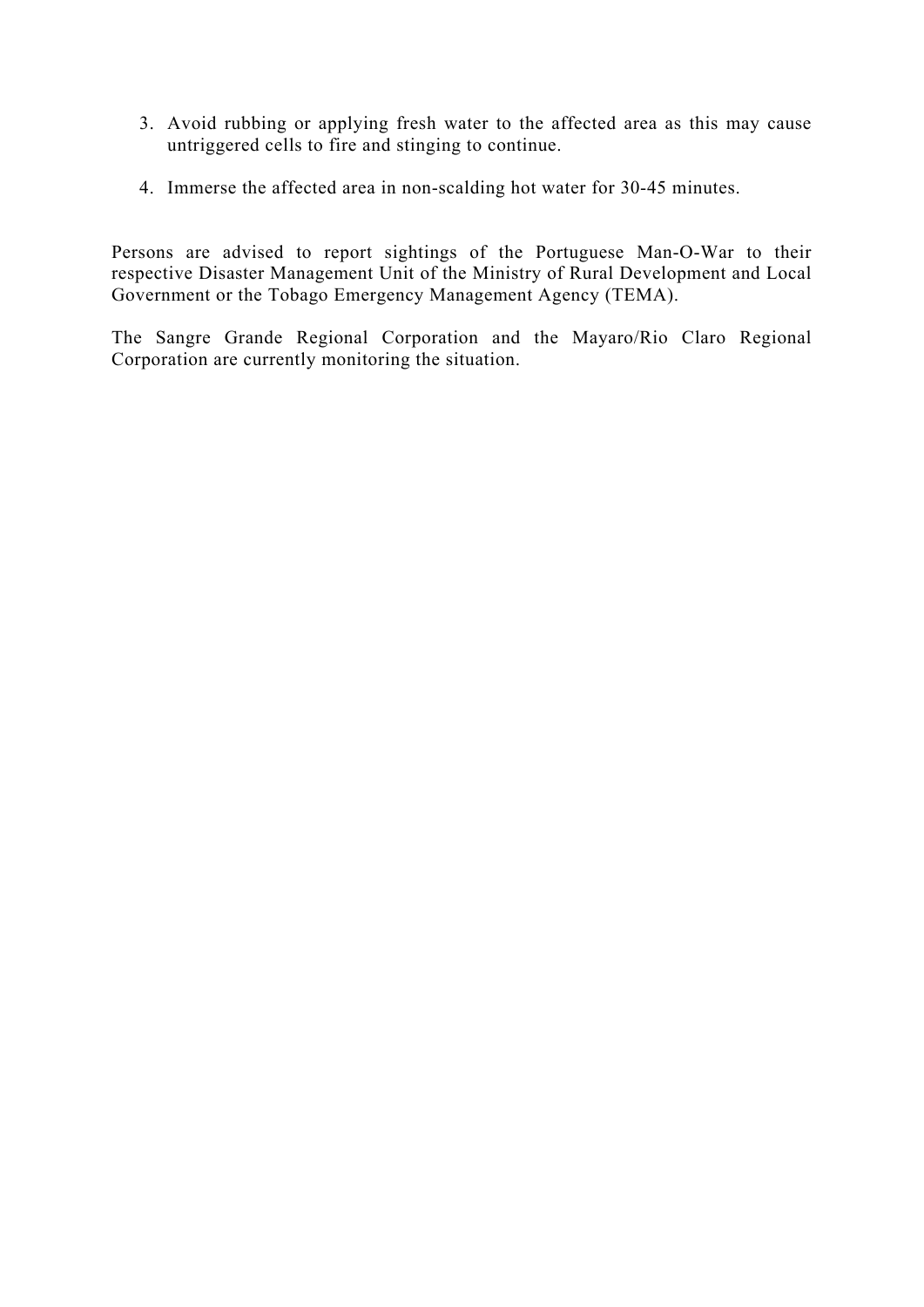3. Avoid rubbing or applying fresh water to the affected area as this may cause untriggered cells to fire and stinging to continue.

4. Immerse the affected area in non-scalding hot water for 30-45 minutes.

Persons are advised to report sightings of the Portuguese Man-O-War to their respective Disaster Management Unit of the Ministry of Rural Development and Local Government or the Tobago Emergency Management Agency (TEMA).

The Sangre Grande Regional Corporation and the Mayaro/Rio Claro Regional Corporation are currently monitoring the situation.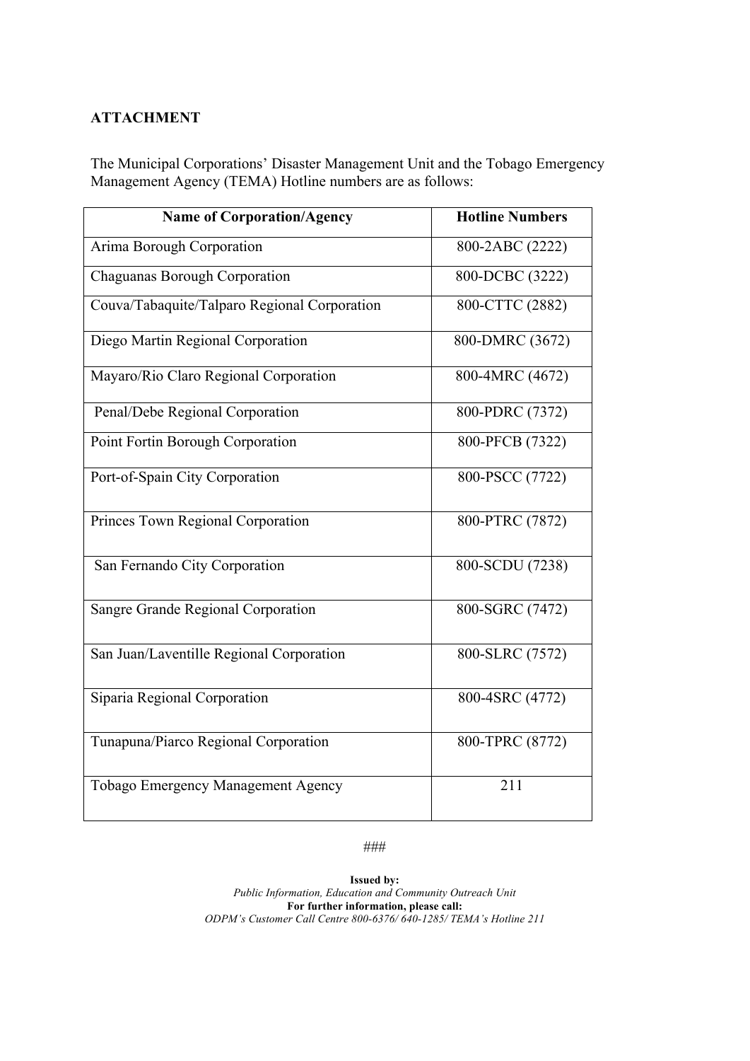**ATTACHMENT**

The Municipal Corporations' Disaster Management Unit and the Tobago Emergency Management Agency (TEMA) Hotline numbers are as follows:

| Name of Corporation/Agency | Hotline Numbers |
|---|---|
| Arima Borough Corporation | 800-2ABC (2222) |
| Chaguanas Borough Corporation | 800-DCBC (3222) |
| Couva/Tabaquite/Talparo Regional Corporation | 800-CTTC (2882) |
| Diego Martin Regional Corporation | 800-DMRC (3672) |
| Mayaro/Rio Claro Regional Corporation | 800-4MRC (4672) |
| Penal/Debe Regional Corporation | 800-PDRC (7372) |
| Point Fortin Borough Corporation | 800-PFCB (7322) |
| Port-of-Spain City Corporation | 800-PSCC (7722) |
| Princes Town Regional Corporation | 800-PTRC (7872) |
| San Fernando City Corporation | 800-SCDU (7238) |
| Sangre Grande Regional Corporation | 800-SGRC (7472) |
| San Juan/Laventille Regional Corporation | 800-SLRC (7572) |
| Siparia Regional Corporation | 800-4SRC (4772) |
| Tunapuna/Piarco Regional Corporation | 800-TPRC (8772) |
| Tobago Emergency Management Agency | 211 |

###

**Issued by:**
*Public Information, Education and Community Outreach Unit*
**For further information, please call:**
*ODPM's Customer Call Centre 800-6376/ 640-1285/ TEMA's Hotline 211*